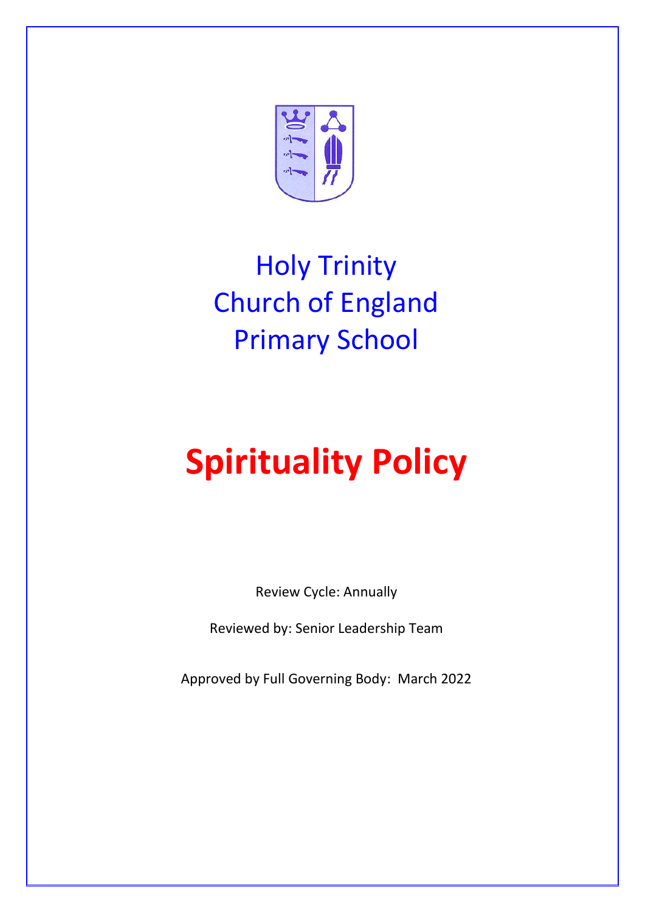# Holy Trinity Church of England Primary School

# Spirituality Policy

Review Cycle: Annually

Reviewed by: Senior Leadership Team

Approved by Full Governing Body: March 2022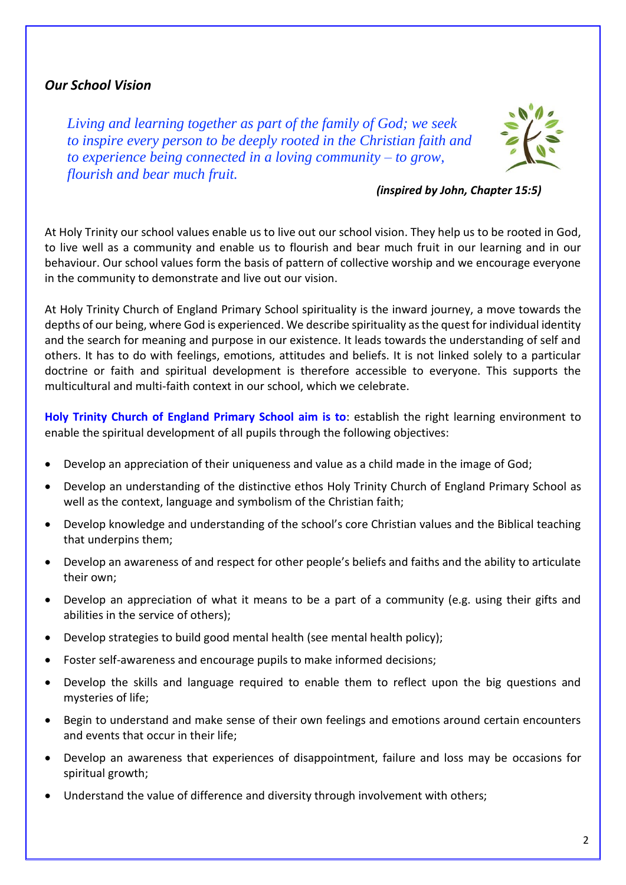### *Our School Vision*

*Living and learning together as part of the family of God; we seek to inspire every person to be deeply rooted in the Christian faith and to experience being connected in a loving community – to grow, flourish and bear much fruit.*

***(inspired by John, Chapter 15:5)***

At Holy Trinity our school values enable us to live out our school vision. They help us to be rooted in God, to live well as a community and enable us to flourish and bear much fruit in our learning and in our behaviour. Our school values form the basis of pattern of collective worship and we encourage everyone in the community to demonstrate and live out our vision.

At Holy Trinity Church of England Primary School spirituality is the inward journey, a move towards the depths of our being, where God is experienced. We describe spirituality as the quest for individual identity and the search for meaning and purpose in our existence. It leads towards the understanding of self and others. It has to do with feelings, emotions, attitudes and beliefs. It is not linked solely to a particular doctrine or faith and spiritual development is therefore accessible to everyone. This supports the multicultural and multi-faith context in our school, which we celebrate.

**Holy Trinity Church of England Primary School aim is to**: establish the right learning environment to enable the spiritual development of all pupils through the following objectives:

- Develop an appreciation of their uniqueness and value as a child made in the image of God;
- Develop an understanding of the distinctive ethos Holy Trinity Church of England Primary School as well as the context, language and symbolism of the Christian faith;
- Develop knowledge and understanding of the school's core Christian values and the Biblical teaching that underpins them;
- Develop an awareness of and respect for other people's beliefs and faiths and the ability to articulate their own;
- Develop an appreciation of what it means to be a part of a community (e.g. using their gifts and abilities in the service of others);
- Develop strategies to build good mental health (see mental health policy);
- Foster self-awareness and encourage pupils to make informed decisions;
- Develop the skills and language required to enable them to reflect upon the big questions and mysteries of life;
- Begin to understand and make sense of their own feelings and emotions around certain encounters and events that occur in their life;
- Develop an awareness that experiences of disappointment, failure and loss may be occasions for spiritual growth;
- Understand the value of difference and diversity through involvement with others;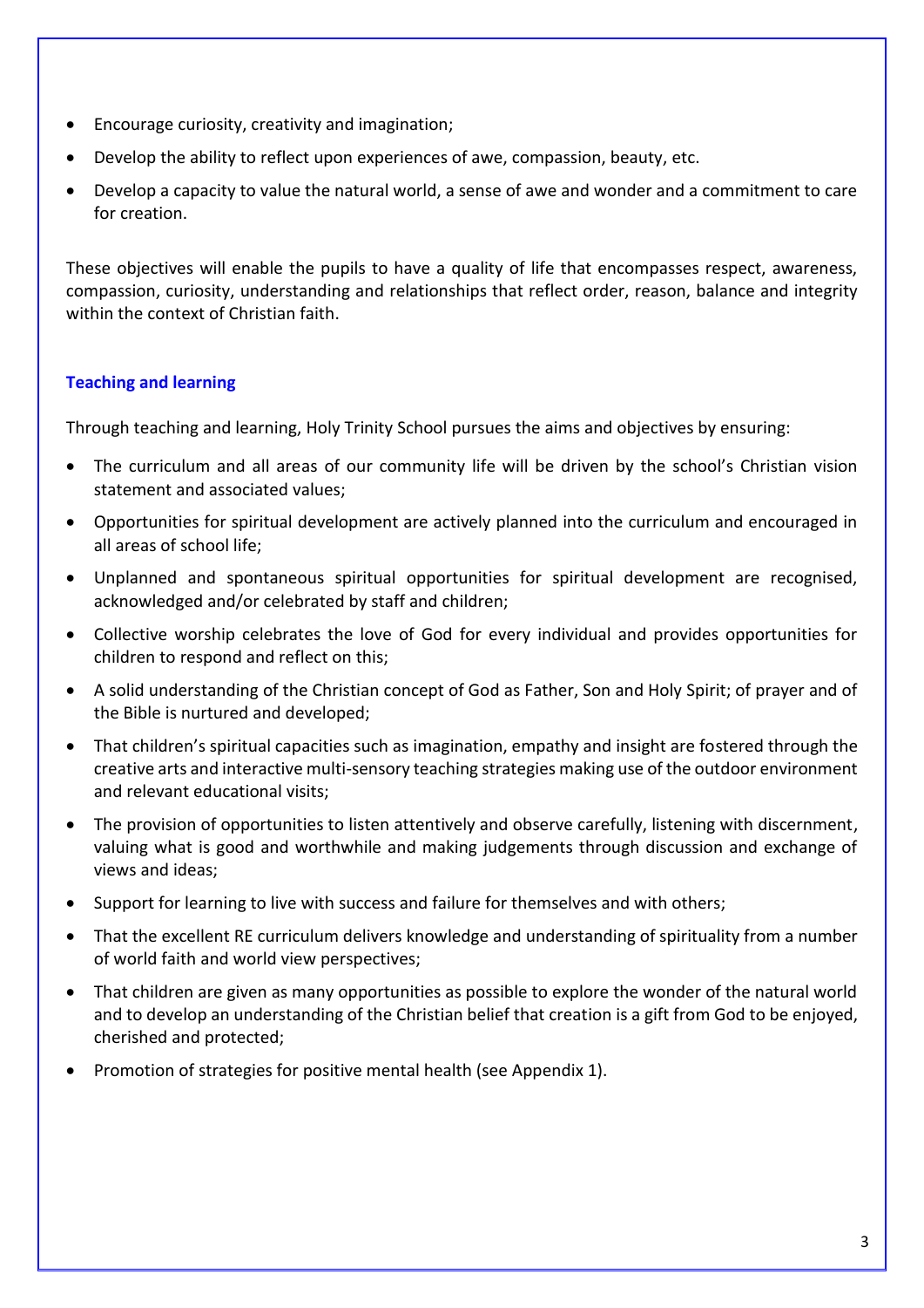- Encourage curiosity, creativity and imagination;
- Develop the ability to reflect upon experiences of awe, compassion, beauty, etc.
- Develop a capacity to value the natural world, a sense of awe and wonder and a commitment to care for creation.

These objectives will enable the pupils to have a quality of life that encompasses respect, awareness, compassion, curiosity, understanding and relationships that reflect order, reason, balance and integrity within the context of Christian faith.

## Teaching and learning

Through teaching and learning, Holy Trinity School pursues the aims and objectives by ensuring:

- The curriculum and all areas of our community life will be driven by the school's Christian vision statement and associated values;
- Opportunities for spiritual development are actively planned into the curriculum and encouraged in all areas of school life;
- Unplanned and spontaneous spiritual opportunities for spiritual development are recognised, acknowledged and/or celebrated by staff and children;
- Collective worship celebrates the love of God for every individual and provides opportunities for children to respond and reflect on this;
- A solid understanding of the Christian concept of God as Father, Son and Holy Spirit; of prayer and of the Bible is nurtured and developed;
- That children's spiritual capacities such as imagination, empathy and insight are fostered through the creative arts and interactive multi-sensory teaching strategies making use of the outdoor environment and relevant educational visits;
- The provision of opportunities to listen attentively and observe carefully, listening with discernment, valuing what is good and worthwhile and making judgements through discussion and exchange of views and ideas;
- Support for learning to live with success and failure for themselves and with others;
- That the excellent RE curriculum delivers knowledge and understanding of spirituality from a number of world faith and world view perspectives;
- That children are given as many opportunities as possible to explore the wonder of the natural world and to develop an understanding of the Christian belief that creation is a gift from God to be enjoyed, cherished and protected;
- Promotion of strategies for positive mental health (see Appendix 1).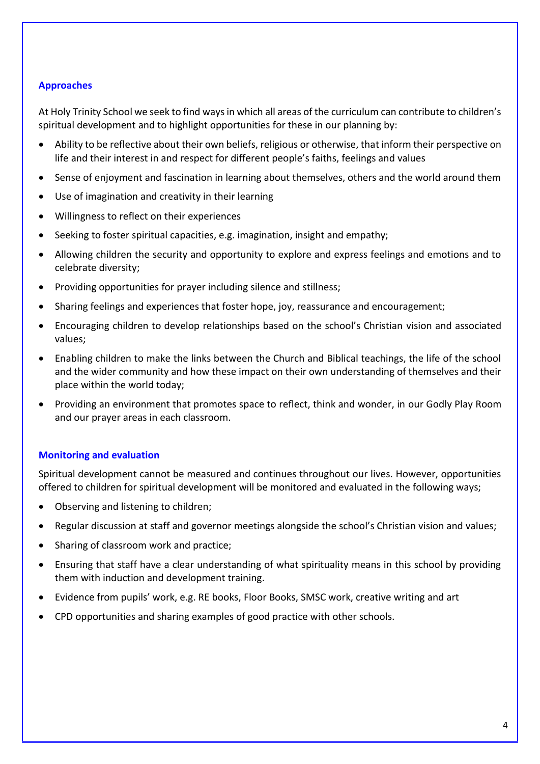## Approaches

At Holy Trinity School we seek to find ways in which all areas of the curriculum can contribute to children's spiritual development and to highlight opportunities for these in our planning by:

- Ability to be reflective about their own beliefs, religious or otherwise, that inform their perspective on life and their interest in and respect for different people's faiths, feelings and values
- Sense of enjoyment and fascination in learning about themselves, others and the world around them
- Use of imagination and creativity in their learning
- Willingness to reflect on their experiences
- Seeking to foster spiritual capacities, e.g. imagination, insight and empathy;
- Allowing children the security and opportunity to explore and express feelings and emotions and to celebrate diversity;
- Providing opportunities for prayer including silence and stillness;
- Sharing feelings and experiences that foster hope, joy, reassurance and encouragement;
- Encouraging children to develop relationships based on the school's Christian vision and associated values;
- Enabling children to make the links between the Church and Biblical teachings, the life of the school and the wider community and how these impact on their own understanding of themselves and their place within the world today;
- Providing an environment that promotes space to reflect, think and wonder, in our Godly Play Room and our prayer areas in each classroom.

## Monitoring and evaluation

Spiritual development cannot be measured and continues throughout our lives. However, opportunities offered to children for spiritual development will be monitored and evaluated in the following ways;

- Observing and listening to children;
- Regular discussion at staff and governor meetings alongside the school's Christian vision and values;
- Sharing of classroom work and practice;
- Ensuring that staff have a clear understanding of what spirituality means in this school by providing them with induction and development training.
- Evidence from pupils' work, e.g. RE books, Floor Books, SMSC work, creative writing and art
- CPD opportunities and sharing examples of good practice with other schools.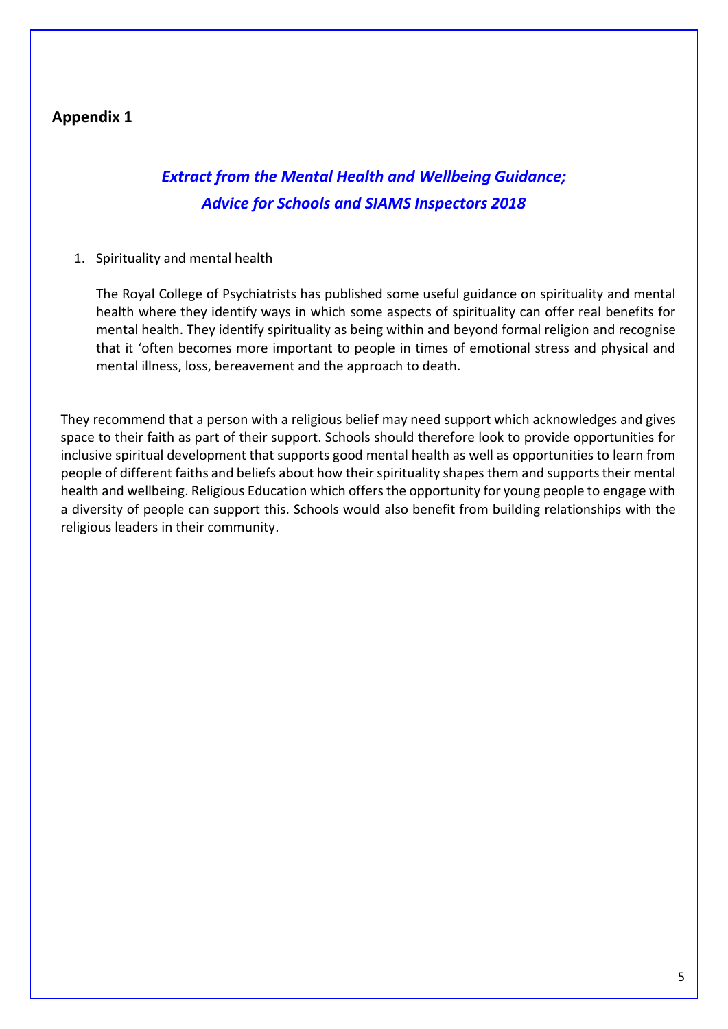**Appendix 1**

## *Extract from the Mental Health and Wellbeing Guidance; Advice for Schools and SIAMS Inspectors 2018*

1. Spirituality and mental health

   The Royal College of Psychiatrists has published some useful guidance on spirituality and mental health where they identify ways in which some aspects of spirituality can offer real benefits for mental health. They identify spirituality as being within and beyond formal religion and recognise that it 'often becomes more important to people in times of emotional stress and physical and mental illness, loss, bereavement and the approach to death.

They recommend that a person with a religious belief may need support which acknowledges and gives space to their faith as part of their support. Schools should therefore look to provide opportunities for inclusive spiritual development that supports good mental health as well as opportunities to learn from people of different faiths and beliefs about how their spirituality shapes them and supports their mental health and wellbeing. Religious Education which offers the opportunity for young people to engage with a diversity of people can support this. Schools would also benefit from building relationships with the religious leaders in their community.